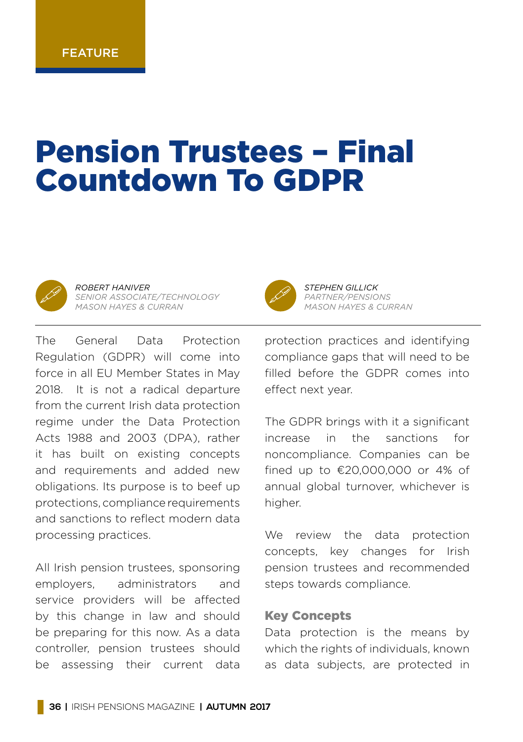FEATURE

# Pension Trustees – Final Countdown To GDPR

*ROBERT HANIVER*
*SENIOR ASSOCIATE/TECHNOLOGY*
*MASON HAYES & CURRAN*

*STEPHEN GILLICK*
*PARTNER/PENSIONS*
*MASON HAYES & CURRAN*

The General Data Protection Regulation (GDPR) will come into force in all EU Member States in May 2018. It is not a radical departure from the current Irish data protection regime under the Data Protection Acts 1988 and 2003 (DPA), rather it has built on existing concepts and requirements and added new obligations. Its purpose is to beef up protections, compliance requirements and sanctions to reflect modern data processing practices.

All Irish pension trustees, sponsoring employers, administrators and service providers will be affected by this change in law and should be preparing for this now. As a data controller, pension trustees should be assessing their current data protection practices and identifying compliance gaps that will need to be filled before the GDPR comes into effect next year.

The GDPR brings with it a significant increase in the sanctions for noncompliance. Companies can be fined up to €20,000,000 or 4% of annual global turnover, whichever is higher.

We review the data protection concepts, key changes for Irish pension trustees and recommended steps towards compliance.

## Key Concepts

Data protection is the means by which the rights of individuals, known as data subjects, are protected in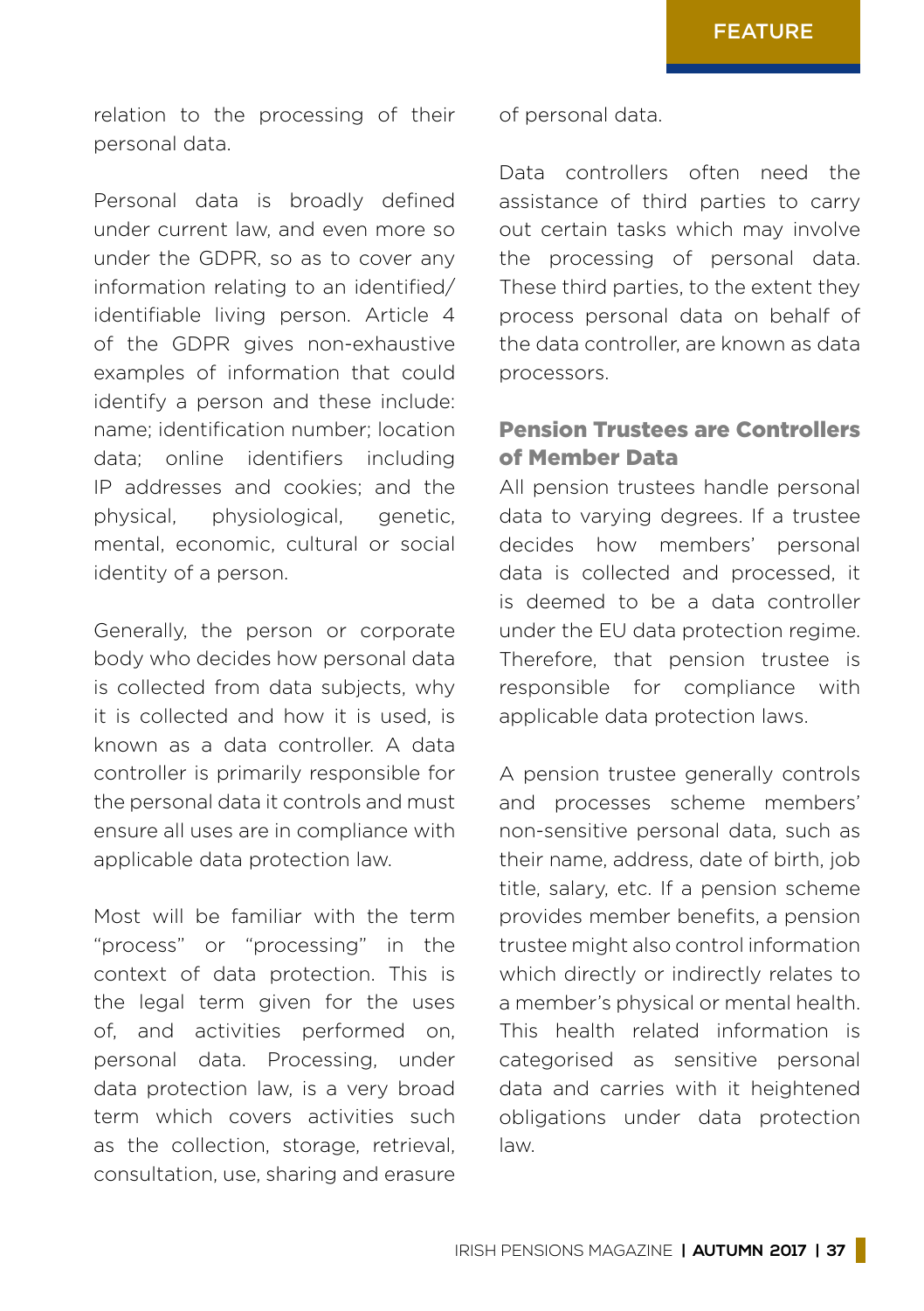relation to the processing of their personal data.

Personal data is broadly defined under current law, and even more so under the GDPR, so as to cover any information relating to an identified/ identifiable living person. Article 4 of the GDPR gives non-exhaustive examples of information that could identify a person and these include: name; identification number; location data; online identifiers including IP addresses and cookies; and the physical, physiological, genetic, mental, economic, cultural or social identity of a person.

Generally, the person or corporate body who decides how personal data is collected from data subjects, why it is collected and how it is used, is known as a data controller. A data controller is primarily responsible for the personal data it controls and must ensure all uses are in compliance with applicable data protection law.

Most will be familiar with the term "process" or "processing" in the context of data protection. This is the legal term given for the uses of, and activities performed on, personal data. Processing, under data protection law, is a very broad term which covers activities such as the collection, storage, retrieval, consultation, use, sharing and erasure of personal data.

Data controllers often need the assistance of third parties to carry out certain tasks which may involve the processing of personal data. These third parties, to the extent they process personal data on behalf of the data controller, are known as data processors.

## Pension Trustees are Controllers of Member Data

All pension trustees handle personal data to varying degrees. If a trustee decides how members' personal data is collected and processed, it is deemed to be a data controller under the EU data protection regime. Therefore, that pension trustee is responsible for compliance with applicable data protection laws.

A pension trustee generally controls and processes scheme members' non-sensitive personal data, such as their name, address, date of birth, job title, salary, etc. If a pension scheme provides member benefits, a pension trustee might also control information which directly or indirectly relates to a member's physical or mental health. This health related information is categorised as sensitive personal data and carries with it heightened obligations under data protection law.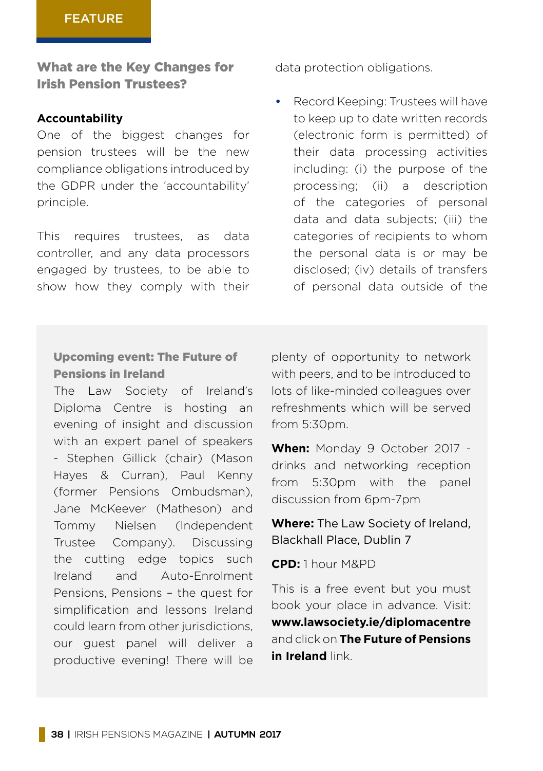FEATURE

## What are the Key Changes for Irish Pension Trustees?

**Accountability**

One of the biggest changes for pension trustees will be the new compliance obligations introduced by the GDPR under the 'accountability' principle.

This requires trustees, as data controller, and any data processors engaged by trustees, to be able to show how they comply with their data protection obligations.

- Record Keeping: Trustees will have to keep up to date written records (electronic form is permitted) of their data processing activities including: (i) the purpose of the processing; (ii) a description of the categories of personal data and data subjects; (iii) the categories of recipients to whom the personal data is or may be disclosed; (iv) details of transfers of personal data outside of the

### Upcoming event: The Future of Pensions in Ireland

The Law Society of Ireland's Diploma Centre is hosting an evening of insight and discussion with an expert panel of speakers - Stephen Gillick (chair) (Mason Hayes & Curran), Paul Kenny (former Pensions Ombudsman), Jane McKeever (Matheson) and Tommy Nielsen (Independent Trustee Company). Discussing the cutting edge topics such Ireland and Auto-Enrolment Pensions, Pensions – the quest for simplification and lessons Ireland could learn from other jurisdictions, our guest panel will deliver a productive evening! There will be plenty of opportunity to network with peers, and to be introduced to lots of like-minded colleagues over refreshments which will be served from 5:30pm.

**When:** Monday 9 October 2017 - drinks and networking reception from 5:30pm with the panel discussion from 6pm-7pm

**Where:** The Law Society of Ireland, Blackhall Place, Dublin 7

**CPD:** 1 hour M&PD

This is a free event but you must book your place in advance. Visit: **www.lawsociety.ie/diplomacentre** and click on **The Future of Pensions in Ireland** link.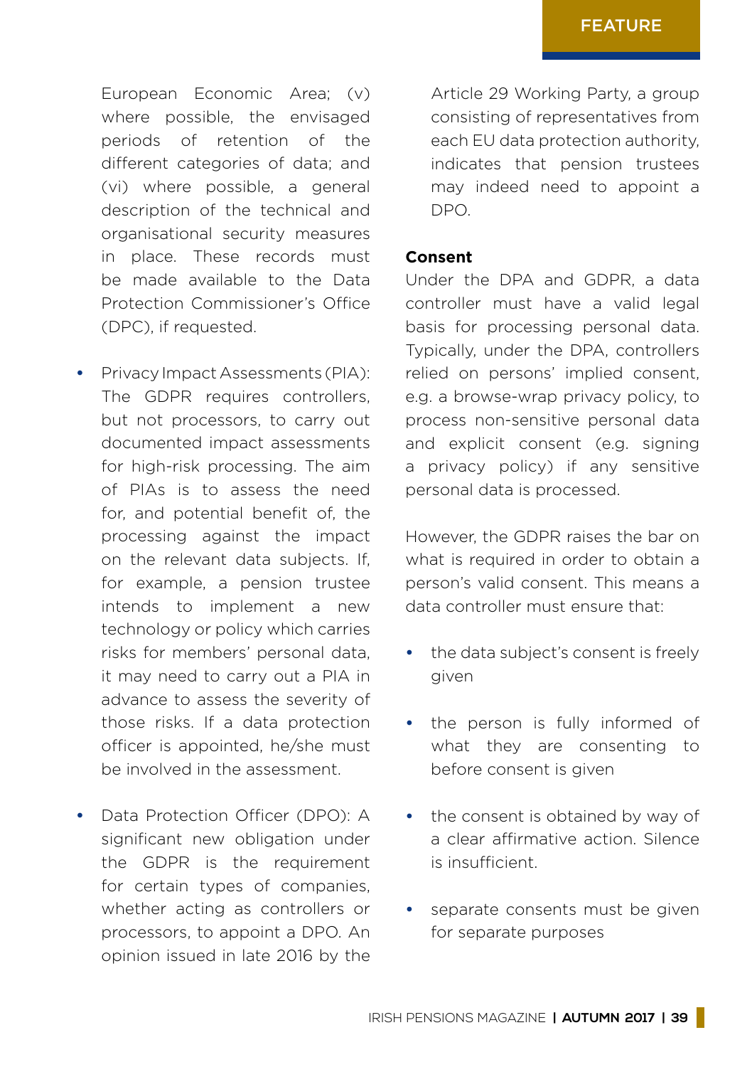European Economic Area; (v) where possible, the envisaged periods of retention of the different categories of data; and (vi) where possible, a general description of the technical and organisational security measures in place. These records must be made available to the Data Protection Commissioner's Office (DPC), if requested.

- Privacy Impact Assessments (PIA): The GDPR requires controllers, but not processors, to carry out documented impact assessments for high-risk processing. The aim of PIAs is to assess the need for, and potential benefit of, the processing against the impact on the relevant data subjects. If, for example, a pension trustee intends to implement a new technology or policy which carries risks for members' personal data, it may need to carry out a PIA in advance to assess the severity of those risks. If a data protection officer is appointed, he/she must be involved in the assessment.

- Data Protection Officer (DPO): A significant new obligation under the GDPR is the requirement for certain types of companies, whether acting as controllers or processors, to appoint a DPO. An opinion issued in late 2016 by the Article 29 Working Party, a group consisting of representatives from each EU data protection authority, indicates that pension trustees may indeed need to appoint a DPO.

**Consent**

Under the DPA and GDPR, a data controller must have a valid legal basis for processing personal data. Typically, under the DPA, controllers relied on persons' implied consent, e.g. a browse-wrap privacy policy, to process non-sensitive personal data and explicit consent (e.g. signing a privacy policy) if any sensitive personal data is processed.

However, the GDPR raises the bar on what is required in order to obtain a person's valid consent. This means a data controller must ensure that:

- the data subject's consent is freely given

- the person is fully informed of what they are consenting to before consent is given

- the consent is obtained by way of a clear affirmative action. Silence is insufficient.

- separate consents must be given for separate purposes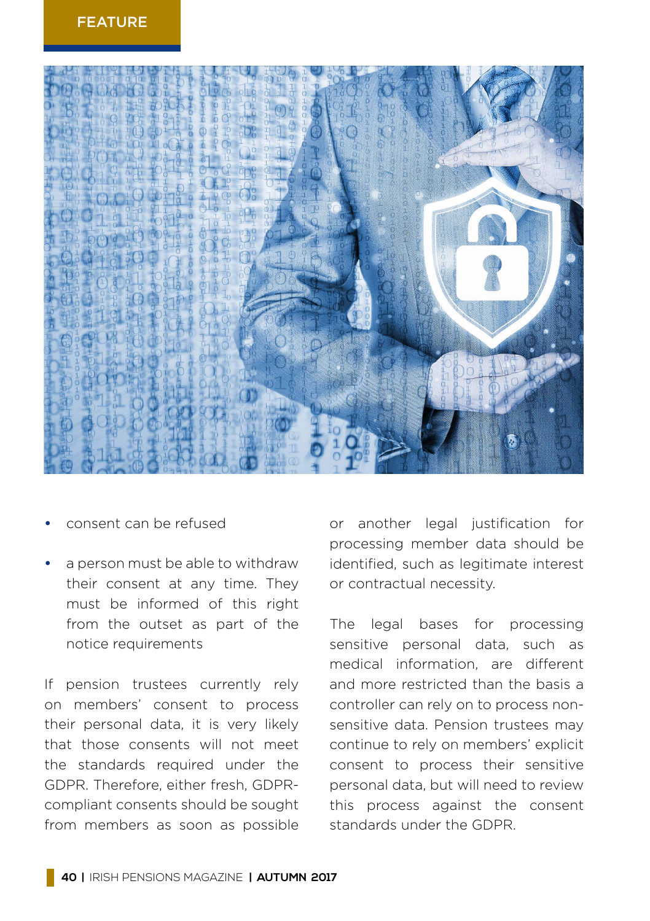- consent can be refused
- a person must be able to withdraw their consent at any time. They must be informed of this right from the outset as part of the notice requirements

If pension trustees currently rely on members' consent to process their personal data, it is very likely that those consents will not meet the standards required under the GDPR. Therefore, either fresh, GDPR-compliant consents should be sought from members as soon as possible or another legal justification for processing member data should be identified, such as legitimate interest or contractual necessity.

The legal bases for processing sensitive personal data, such as medical information, are different and more restricted than the basis a controller can rely on to process non-sensitive data. Pension trustees may continue to rely on members' explicit consent to process their sensitive personal data, but will need to review this process against the consent standards under the GDPR.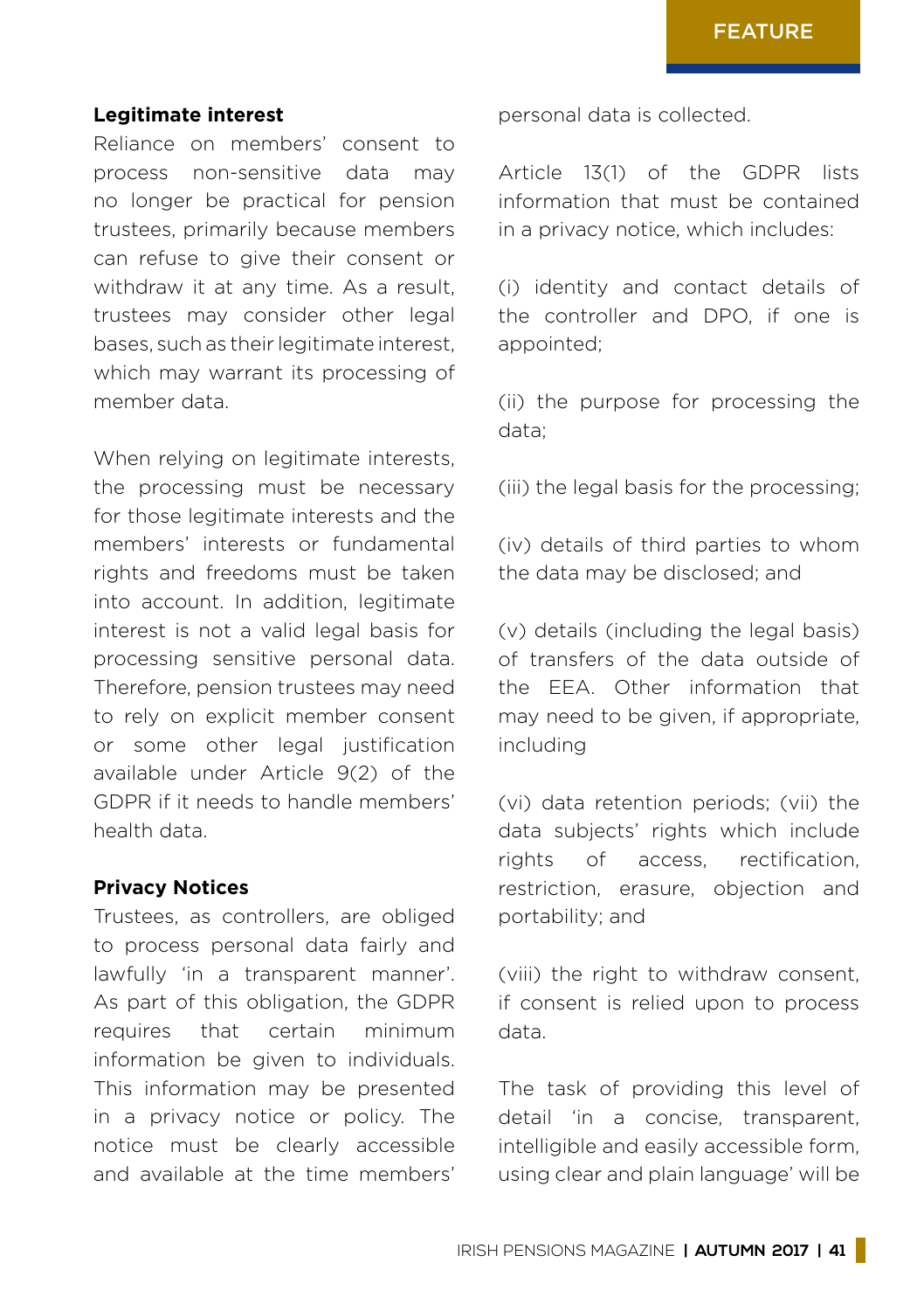**Legitimate interest**

Reliance on members' consent to process non-sensitive data may no longer be practical for pension trustees, primarily because members can refuse to give their consent or withdraw it at any time. As a result, trustees may consider other legal bases, such as their legitimate interest, which may warrant its processing of member data.

When relying on legitimate interests, the processing must be necessary for those legitimate interests and the members' interests or fundamental rights and freedoms must be taken into account. In addition, legitimate interest is not a valid legal basis for processing sensitive personal data. Therefore, pension trustees may need to rely on explicit member consent or some other legal justification available under Article 9(2) of the GDPR if it needs to handle members' health data.

**Privacy Notices**

Trustees, as controllers, are obliged to process personal data fairly and lawfully 'in a transparent manner'. As part of this obligation, the GDPR requires that certain minimum information be given to individuals. This information may be presented in a privacy notice or policy. The notice must be clearly accessible and available at the time members' personal data is collected.

Article 13(1) of the GDPR lists information that must be contained in a privacy notice, which includes:

(i) identity and contact details of the controller and DPO, if one is appointed;

(ii) the purpose for processing the data;

(iii) the legal basis for the processing;

(iv) details of third parties to whom the data may be disclosed; and

(v) details (including the legal basis) of transfers of the data outside of the EEA. Other information that may need to be given, if appropriate, including

(vi) data retention periods; (vii) the data subjects' rights which include rights of access, rectification, restriction, erasure, objection and portability; and

(viii) the right to withdraw consent, if consent is relied upon to process data.

The task of providing this level of detail 'in a concise, transparent, intelligible and easily accessible form, using clear and plain language' will be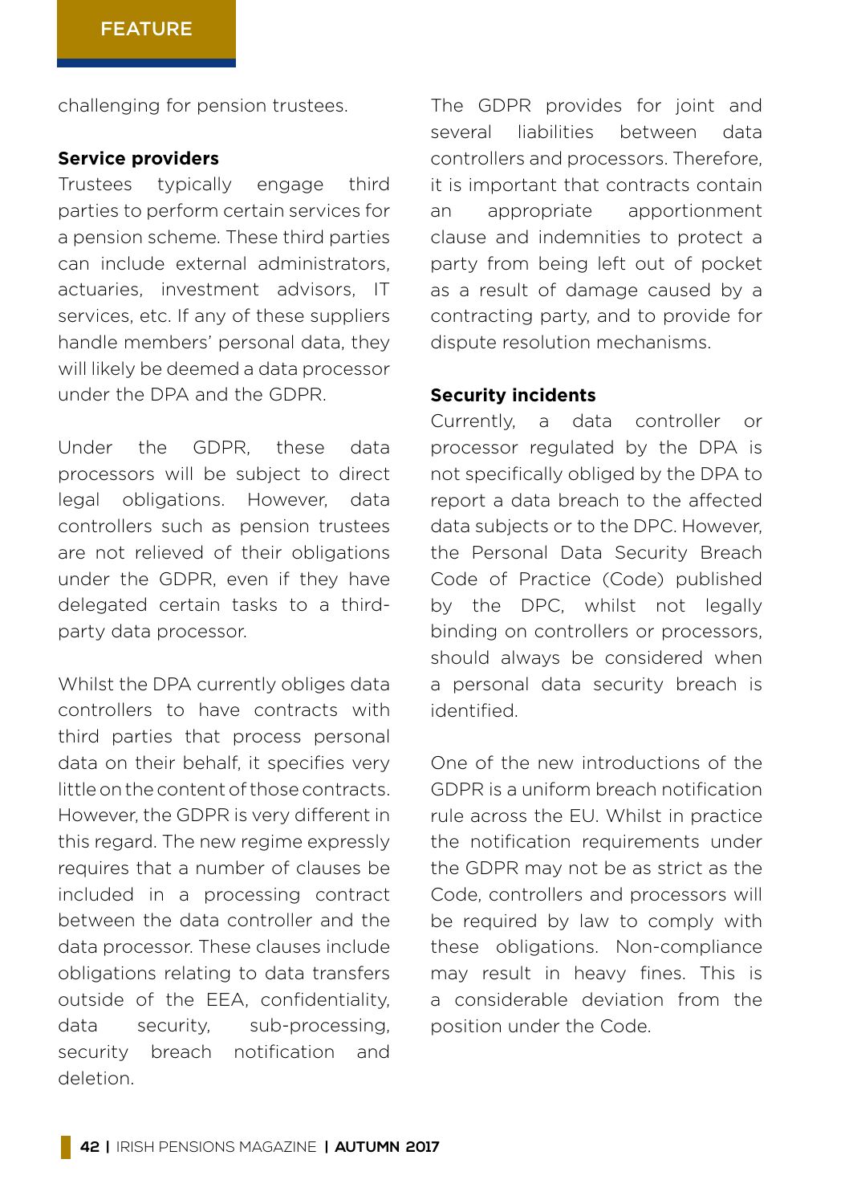challenging for pension trustees.

**Service providers**

Trustees typically engage third parties to perform certain services for a pension scheme. These third parties can include external administrators, actuaries, investment advisors, IT services, etc. If any of these suppliers handle members' personal data, they will likely be deemed a data processor under the DPA and the GDPR.

Under the GDPR, these data processors will be subject to direct legal obligations. However, data controllers such as pension trustees are not relieved of their obligations under the GDPR, even if they have delegated certain tasks to a third-party data processor.

Whilst the DPA currently obliges data controllers to have contracts with third parties that process personal data on their behalf, it specifies very little on the content of those contracts. However, the GDPR is very different in this regard. The new regime expressly requires that a number of clauses be included in a processing contract between the data controller and the data processor. These clauses include obligations relating to data transfers outside of the EEA, confidentiality, data security, sub-processing, security breach notification and deletion.

The GDPR provides for joint and several liabilities between data controllers and processors. Therefore, it is important that contracts contain an appropriate apportionment clause and indemnities to protect a party from being left out of pocket as a result of damage caused by a contracting party, and to provide for dispute resolution mechanisms.

**Security incidents**

Currently, a data controller or processor regulated by the DPA is not specifically obliged by the DPA to report a data breach to the affected data subjects or to the DPC. However, the Personal Data Security Breach Code of Practice (Code) published by the DPC, whilst not legally binding on controllers or processors, should always be considered when a personal data security breach is identified.

One of the new introductions of the GDPR is a uniform breach notification rule across the EU. Whilst in practice the notification requirements under the GDPR may not be as strict as the Code, controllers and processors will be required by law to comply with these obligations. Non-compliance may result in heavy fines. This is a considerable deviation from the position under the Code.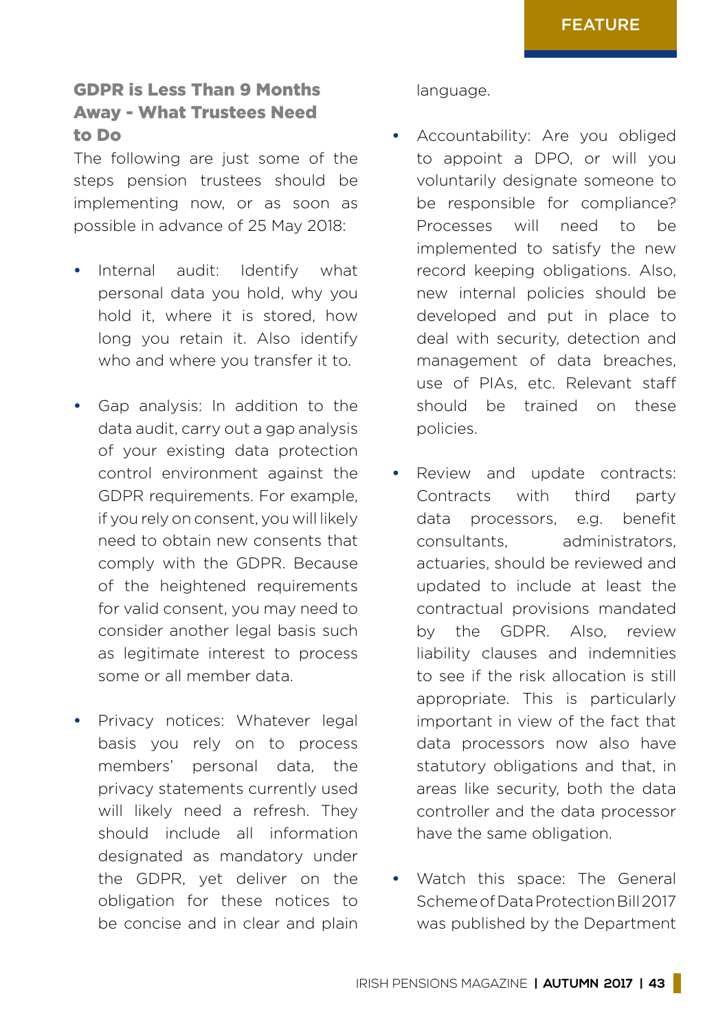### GDPR is Less Than 9 Months Away - What Trustees Need to Do

The following are just some of the steps pension trustees should be implementing now, or as soon as possible in advance of 25 May 2018:

- Internal audit: Identify what personal data you hold, why you hold it, where it is stored, how long you retain it. Also identify who and where you transfer it to.
- Gap analysis: In addition to the data audit, carry out a gap analysis of your existing data protection control environment against the GDPR requirements. For example, if you rely on consent, you will likely need to obtain new consents that comply with the GDPR. Because of the heightened requirements for valid consent, you may need to consider another legal basis such as legitimate interest to process some or all member data.
- Privacy notices: Whatever legal basis you rely on to process members' personal data, the privacy statements currently used will likely need a refresh. They should include all information designated as mandatory under the GDPR, yet deliver on the obligation for these notices to be concise and in clear and plain language.
- Accountability: Are you obliged to appoint a DPO, or will you voluntarily designate someone to be responsible for compliance? Processes will need to be implemented to satisfy the new record keeping obligations. Also, new internal policies should be developed and put in place to deal with security, detection and management of data breaches, use of PIAs, etc. Relevant staff should be trained on these policies.
- Review and update contracts: Contracts with third party data processors, e.g. benefit consultants, administrators, actuaries, should be reviewed and updated to include at least the contractual provisions mandated by the GDPR. Also, review liability clauses and indemnities to see if the risk allocation is still appropriate. This is particularly important in view of the fact that data processors now also have statutory obligations and that, in areas like security, both the data controller and the data processor have the same obligation.
- Watch this space: The General Scheme of Data Protection Bill 2017 was published by the Department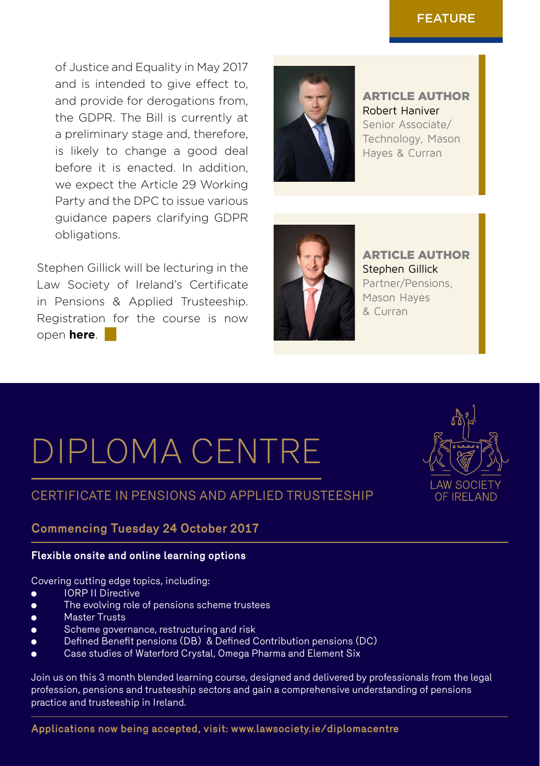of Justice and Equality in May 2017 and is intended to give effect to, and provide for derogations from, the GDPR. The Bill is currently at a preliminary stage and, therefore, is likely to change a good deal before it is enacted. In addition, we expect the Article 29 Working Party and the DPC to issue various guidance papers clarifying GDPR obligations.

Stephen Gillick will be lecturing in the Law Society of Ireland's Certificate in Pensions & Applied Trusteeship. Registration for the course is now open **here**.

**ARTICLE AUTHOR**
Robert Haniver
Senior Associate/Technology, Mason Hayes & Curran

**ARTICLE AUTHOR**
Stephen Gillick
Partner/Pensions, Mason Hayes & Curran

# DIPLOMA CENTRE

## CERTIFICATE IN PENSIONS AND APPLIED TRUSTEESHIP

LAW SOCIETY OF IRELAND

### Commencing Tuesday 24 October 2017

**Flexible onsite and online learning options**

Covering cutting edge topics, including:

- IORP II Directive
- The evolving role of pensions scheme trustees
- Master Trusts
- Scheme governance, restructuring and risk
- Defined Benefit pensions (DB) & Defined Contribution pensions (DC)
- Case studies of Waterford Crystal, Omega Pharma and Element Six

Join us on this 3 month blended learning course, designed and delivered by professionals from the legal profession, pensions and trusteeship sectors and gain a comprehensive understanding of pensions practice and trusteeship in Ireland.

**Applications now being accepted, visit: www.lawsociety.ie/diplomacentre**